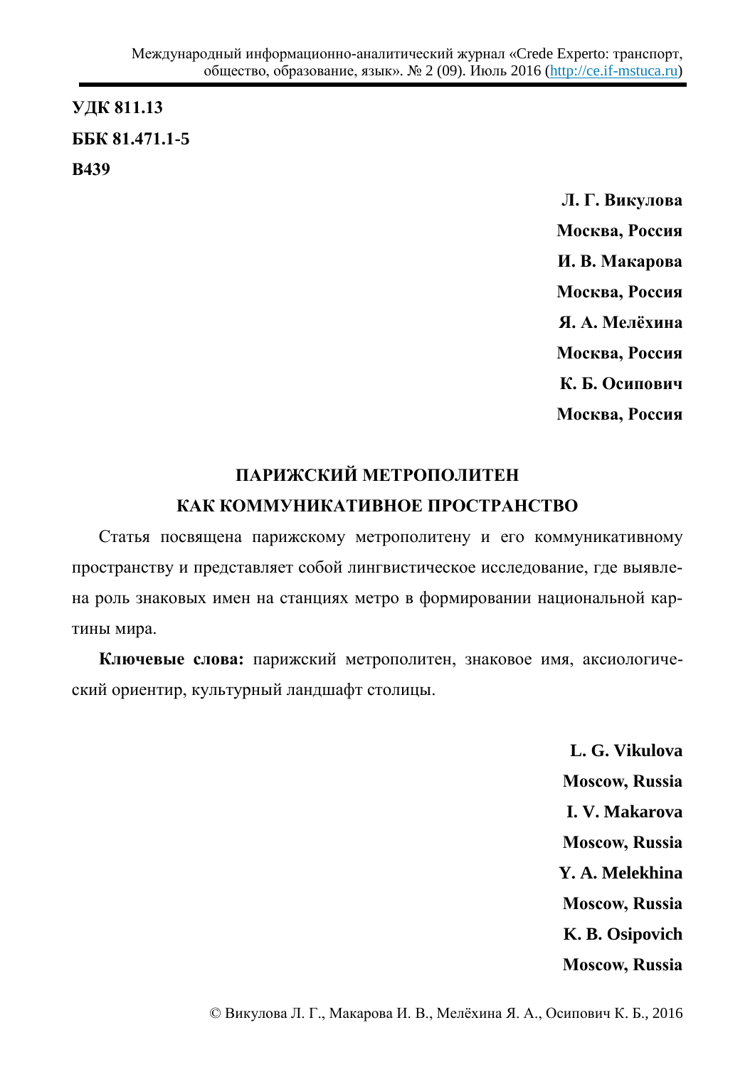**УДК 811.13**

**ББК 81.471.1-5**

**В439**

**Л. Г. Викулова**

**Москва, Россия**

**И. В. Макарова**

**Москва, Россия**

**Я. А. Мелёхина**

**Москва, Россия**

**К. Б. Осипович**

**Москва, Россия**

# ПАРИЖСКИЙ МЕТРОПОЛИТЕН КАК КОММУНИКАТИВНОЕ ПРОСТРАНСТВО

Статья посвящена парижскому метрополитену и его коммуникативному пространству и представляет собой лингвистическое исследование, где выявлена роль знаковых имен на станциях метро в формировании национальной картины мира.

**Ключевые слова:** парижский метрополитен, знаковое имя, аксиологический ориентир, культурный ландшафт столицы.

**L. G. Vikulova**

**Moscow, Russia**

**I. V. Makarova**

**Moscow, Russia**

**Y. A. Melekhina**

**Moscow, Russia**

**K. B. Osipovich**

**Moscow, Russia**

© Викулова Л. Г., Макарова И. В., Мелёхина Я. А., Осипович К. Б., 2016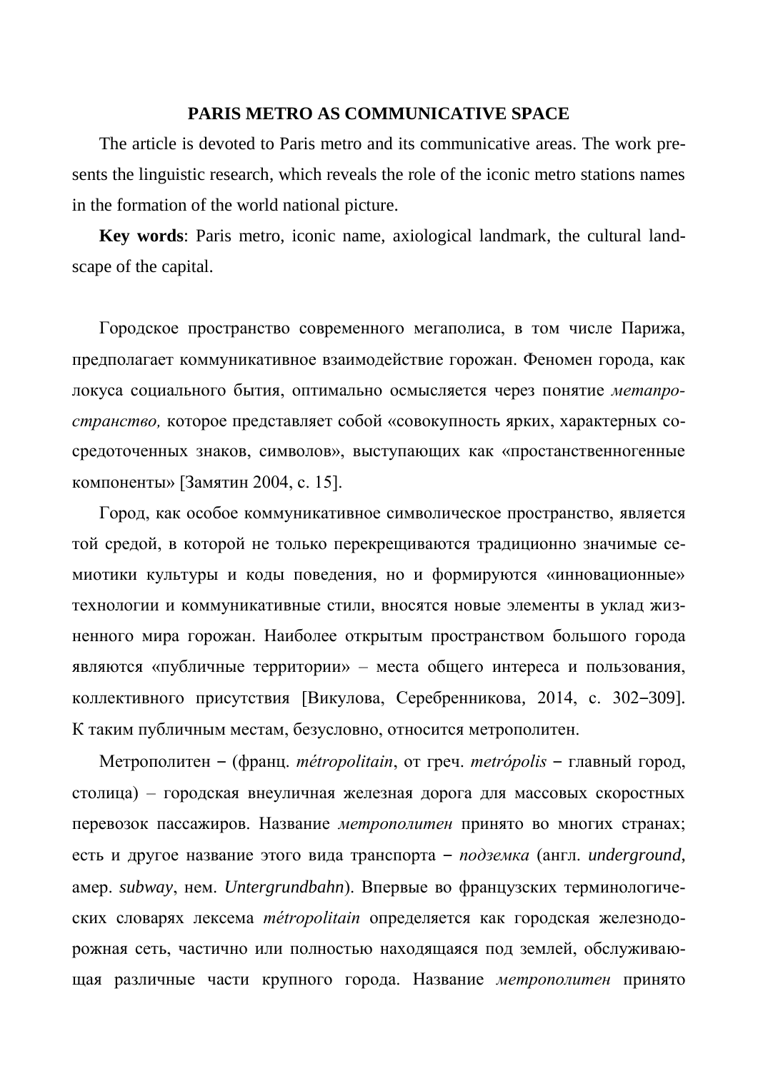**PARIS METRO AS COMMUNICATIVE SPACE**

The article is devoted to Paris metro and its communicative areas. The work presents the linguistic research, which reveals the role of the iconic metro stations names in the formation of the world national picture.

**Key words**: Paris metro, iconic name, axiological landmark, the cultural landscape of the capital.

Городское пространство современного мегаполиса, в том числе Парижа, предполагает коммуникативное взаимодействие горожан. Феномен города, как локуса социального бытия, оптимально осмысляется через понятие *метапространство,* которое представляет собой «совокупность ярких, характерных сосредоточенных знаков, символов», выступающих как «простанственногенные компоненты» [Замятин 2004, с. 15].

Город, как особое коммуникативное символическое пространство, является той средой, в которой не только перекрещиваются традиционно значимые семиотики культуры и коды поведения, но и формируются «инновационные» технологии и коммуникативные стили, вносятся новые элементы в уклад жизненного мира горожан. Наиболее открытым пространством большого города являются «публичные территории» – места общего интереса и пользования, коллективного присутствия [Викулова, Серебренникова, 2014, с. 302–309]. К таким публичным местам, безусловно, относится метрополитен.

Метрополитен – (франц. *métropolitain*, от греч. *metrópolis* – главный город, столица) – городская внеуличная железная дорога для массовых скоростных перевозок пассажиров. Название *метрополитен* принято во многих странах; есть и другое название этого вида транспорта – *подземка* (англ. *underground,* амер. *subway*, нем. *Untergrundbahn*). Впервые во французских терминологических словарях лексема *métropolitain* определяется как городская железнодорожная сеть, частично или полностью находящаяся под землей, обслуживающая различные части крупного города. Название *метрополитен* принято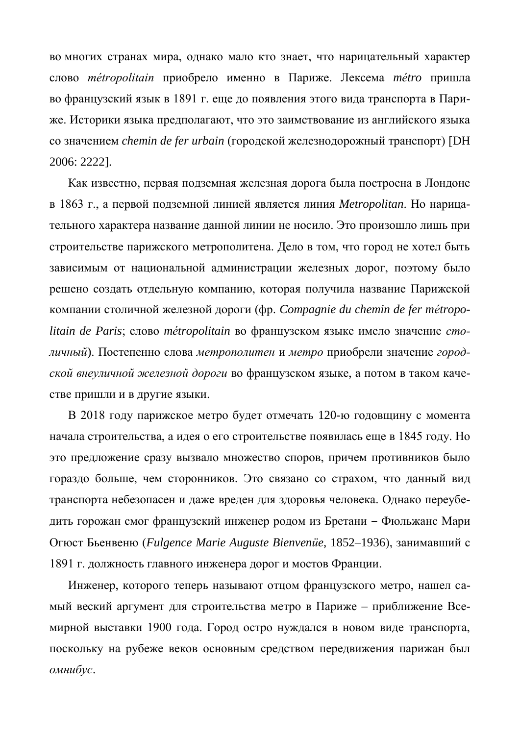во многих странах мира, однако мало кто знает, что нарицательный характер слово *métropolitain* приобрело именно в Париже. Лексема *métro* пришла во французский язык в 1891 г. еще до появления этого вида транспорта в Париже. Историки языка предполагают, что это заимствование из английского языка со значением *chemin de fer urbain* (городской железнодорожный транспорт) [DH 2006: 2222].

Как известно, первая подземная железная дорога была построена в Лондоне в 1863 г., а первой подземной линией является линия *Metropolitan*. Но нарицательного характера название данной линии не носило. Это произошло лишь при строительстве парижского метрополитена. Дело в том, что город не хотел быть зависимым от национальной администрации железных дорог, поэтому было решено создать отдельную компанию, которая получила название Парижской компании столичной железной дороги (фр. *Compagnie du chemin de fer métropolitain de Paris*; слово *métropolitain* во французском языке имело значение *столичный*). Постепенно слова *метрополитен* и *метро* приобрели значение *городской внеуличной железной дороги* во французском языке, а потом в таком качестве пришли и в другие языки.

В 2018 году парижское метро будет отмечать 120-ю годовщину с момента начала строительства, а идея о его строительстве появилась еще в 1845 году. Но это предложение сразу вызвало множество споров, причем противников было гораздо больше, чем сторонников. Это связано со страхом, что данный вид транспорта небезопасен и даже вреден для здоровья человека. Однако переубедить горожан смог французский инженер родом из Бретани – Фюльжанс Мари Огюст Бьенвеню (*Fulgence Marie Auguste Bienvenüe*, 1852–1936), занимавший с 1891 г. должность главного инженера дорог и мостов Франции.

Инженер, которого теперь называют отцом французского метро, нашел самый веский аргумент для строительства метро в Париже – приближение Всемирной выставки 1900 года. Город остро нуждался в новом виде транспорта, поскольку на рубеже веков основным средством передвижения парижан был *омнибус*.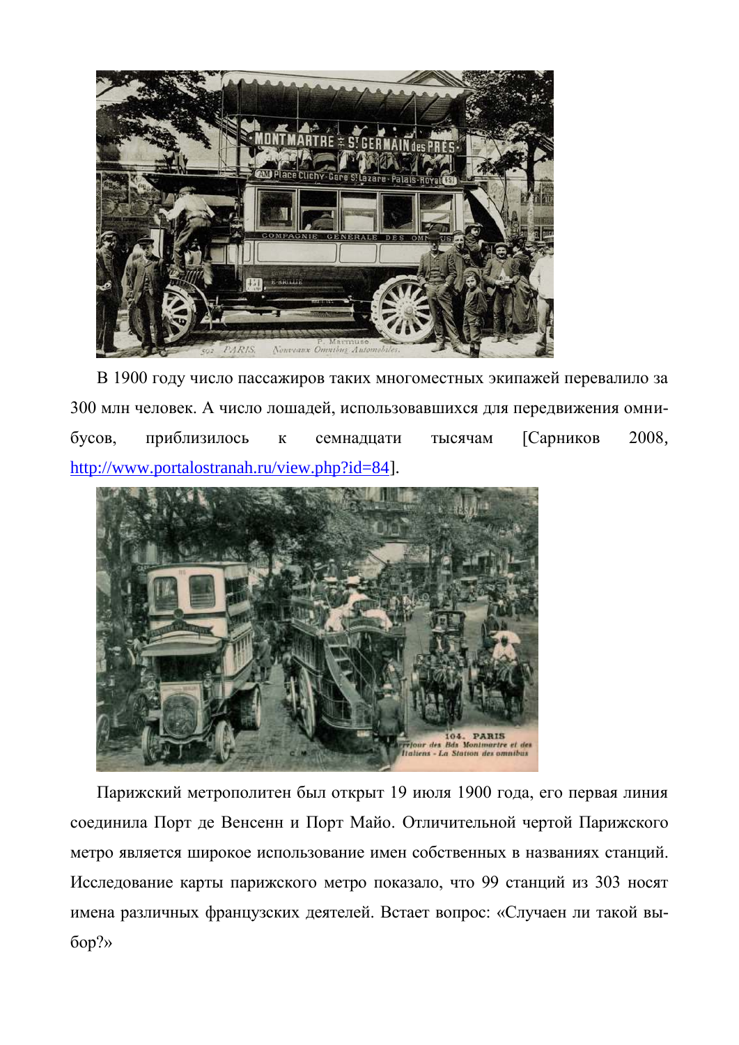В 1900 году число пассажиров таких многоместных экипажей перевалило за 300 млн человек. А число лошадей, использовавшихся для передвижения омнибусов, приблизилось к семнадцати тысячам [Сарников 2008, http://www.portalostranah.ru/view.php?id=84].

Парижский метрополитен был открыт 19 июля 1900 года, его первая линия соединила Порт де Венсенн и Порт Майо. Отличительной чертой Парижского метро является широкое использование имен собственных в названиях станций. Исследование карты парижского метро показало, что 99 станций из 303 носят имена различных французских деятелей. Встает вопрос: «Случаен ли такой выбор?»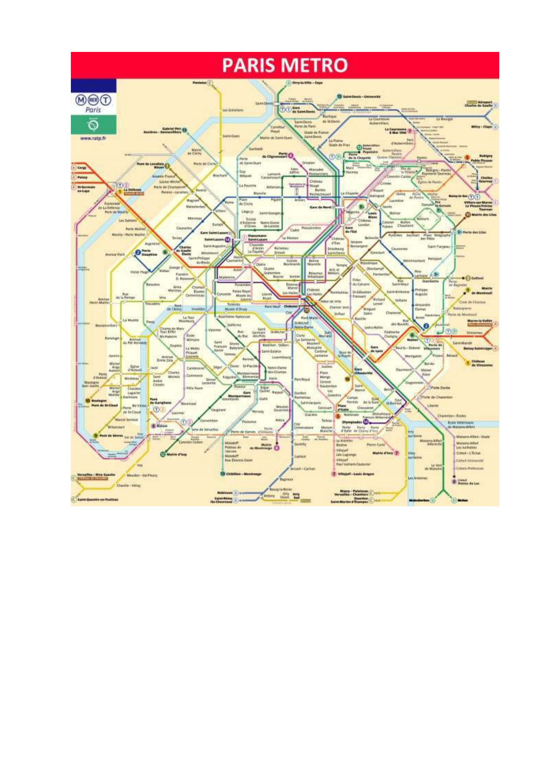# PARIS METRO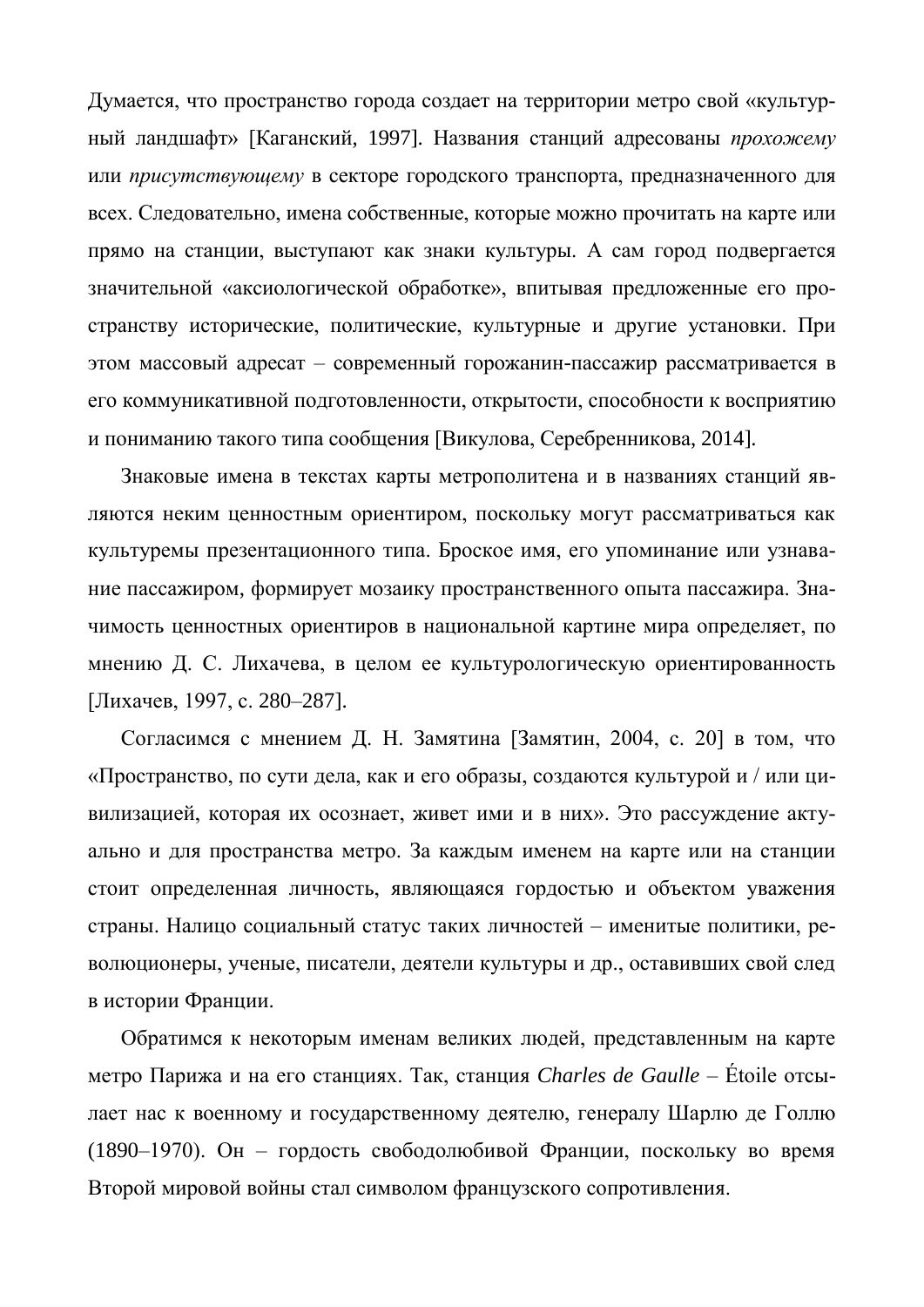Думается, что пространство города создает на территории метро свой «культурный ландшафт» [Каганский, 1997]. Названия станций адресованы *прохожему* или *присутствующему* в секторе городского транспорта, предназначенного для всех. Следовательно, имена собственные, которые можно прочитать на карте или прямо на станции, выступают как знаки культуры. А сам город подвергается значительной «аксиологической обработке», впитывая предложенные его пространству исторические, политические, культурные и другие установки. При этом массовый адресат – современный горожанин-пассажир рассматривается в его коммуникативной подготовленности, открытости, способности к восприятию и пониманию такого типа сообщения [Викулова, Серебренникова, 2014].

Знаковые имена в текстах карты метрополитена и в названиях станций являются неким ценностным ориентиром, поскольку могут рассматриваться как культуремы презентационного типа. Броское имя, его упоминание или узнавание пассажиром, формирует мозаику пространственного опыта пассажира. Значимость ценностных ориентиров в национальной картине мира определяет, по мнению Д. С. Лихачева, в целом ее культурологическую ориентированность [Лихачев, 1997, с. 280–287].

Согласимся с мнением Д. Н. Замятина [Замятин, 2004, с. 20] в том, что «Пространство, по сути дела, как и его образы, создаются культурой и / или цивилизацией, которая их осознает, живет ими и в них». Это рассуждение актуально и для пространства метро. За каждым именем на карте или на станции стоит определенная личность, являющаяся гордостью и объектом уважения страны. Налицо социальный статус таких личностей – именитые политики, революционеры, ученые, писатели, деятели культуры и др., оставивших свой след в истории Франции.

Обратимся к некоторым именам великих людей, представленным на карте метро Парижа и на его станциях. Так, станция *Charles de Gaulle* – Étoile отсылает нас к военному и государственному деятелю, генералу Шарлю де Голлю (1890–1970). Он – гордость свободолюбивой Франции, поскольку во время Второй мировой войны стал символом французского сопротивления.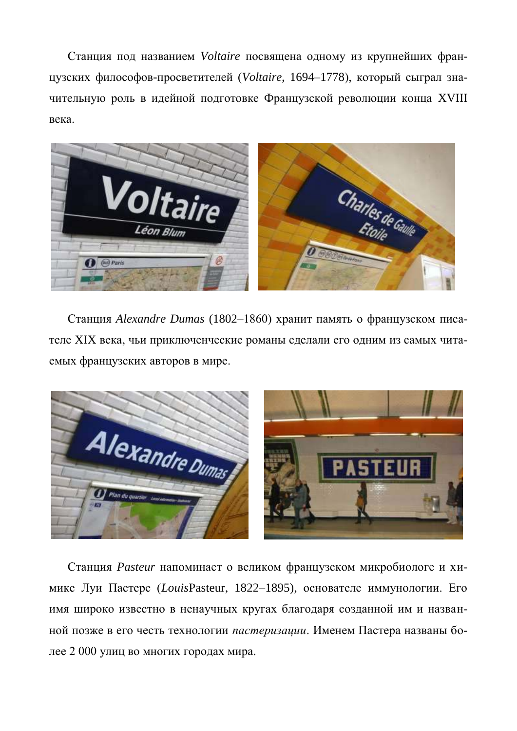Станция под названием *Voltaire* посвящена одному из крупнейших французских философов-просветителей (*Voltaire*, 1694–1778), который сыграл значительную роль в идейной подготовке Французской революции конца XVIII века.

Станция *Alexandre Dumas* (1802–1860) хранит память о французском писателе XIX века, чьи приключенческие романы сделали его одним из самых читаемых французских авторов в мире.

Станция *Pasteur* напоминает о великом французском микробиологе и химике Луи Пастере (*Louis*Pasteur, 1822–1895), основателе иммунологии. Его имя широко известно в ненаучных кругах благодаря созданной им и названной позже в его честь технологии *пастеризации*. Именем Пастера названы более 2 000 улиц во многих городах мира.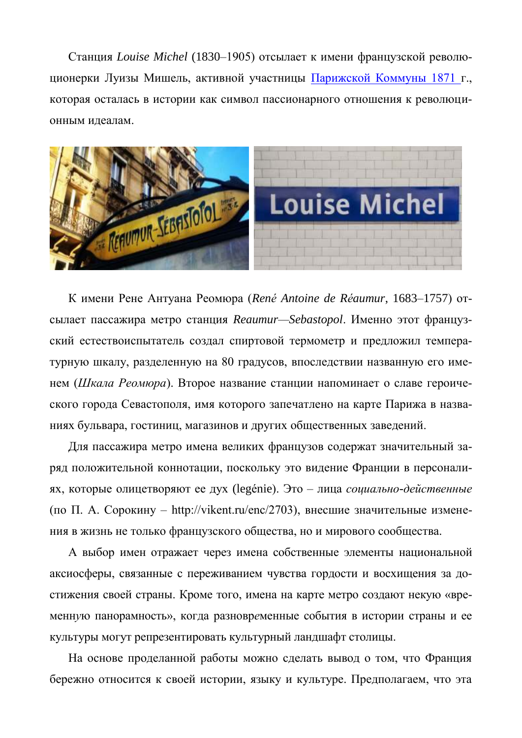Станция *Louise Michel* (1830–1905) отсылает к имени французской революционерки Луизы Мишель, активной участницы Парижской Коммуны 1871 г., которая осталась в истории как символ пассионарного отношения к революционным идеалам.

К имени Рене Антуана Реомюра (*René Antoine de Réaumur*, 1683–1757) отсылает пассажира метро станция *Reaumur—Sebastopol*. Именно этот французский естествоиспытатель создал спиртовой термометр и предложил температурную шкалу, разделенную на 80 градусов, впоследствии названную его именем (*Шкала Реомюра*). Второе название станции напоминает о славе героического города Севастополя, имя которого запечатлено на карте Парижа в названиях бульвара, гостиниц, магазинов и других общественных заведений.

Для пассажира метро имена великих французов содержат значительный заряд положительной коннотации, поскольку это видение Франции в персоналиях, которые олицетворяют ее дух (legénie). Это – лица *социально-действенные* (по П. А. Сорокину – http://vikent.ru/enc/2703), внесшие значительные изменения в жизнь не только французского общества, но и мирового сообщества.

А выбор имен отражает через имена собственные элементы национальной аксиосферы, связанные с переживанием чувства гордости и восхищения за достижения своей страны. Кроме того, имена на карте метро создают некую «временную панорамность», когда разновременные события в истории страны и ее культуры могут репрезентировать культурный ландшафт столицы.

На основе проделанной работы можно сделать вывод о том, что Франция бережно относится к своей истории, языку и культуре. Предполагаем, что эта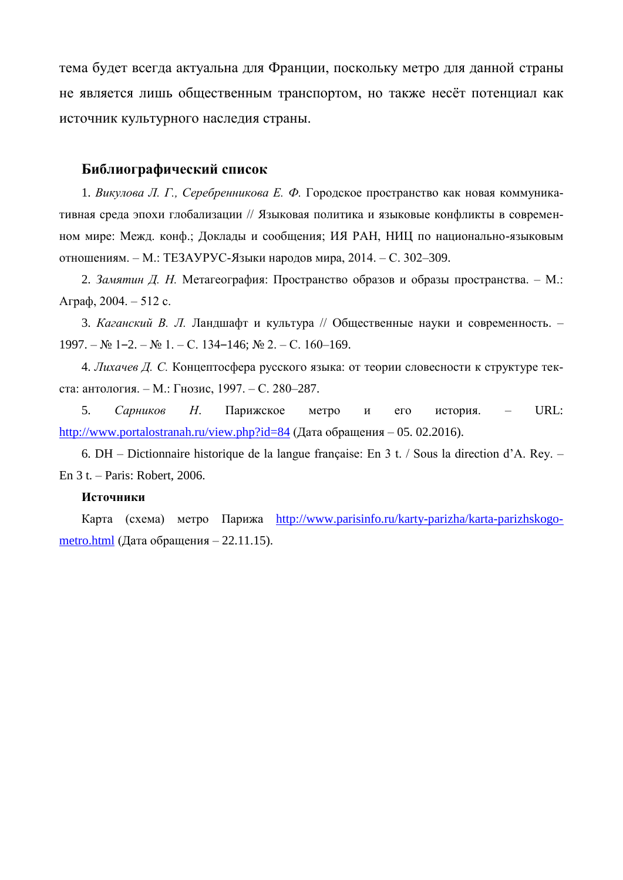тема будет всегда актуальна для Франции, поскольку метро для данной страны не является лишь общественным транспортом, но также несёт потенциал как источник культурного наследия страны.

## Библиографический список

1. *Викулова Л. Г., Серебренникова Е. Ф.* Городское пространство как новая коммуникативная среда эпохи глобализации // Языковая политика и языковые конфликты в современном мире: Межд. конф.; Доклады и сообщения; ИЯ РАН, НИЦ по национально-языковым отношениям. – М.: ТЕЗАУРУС-Языки народов мира, 2014. – С. 302–309.

2. *Замятин Д. Н.* Метагеография: Пространство образов и образы пространства. – М.: Аграф, 2004. – 512 с.

3. *Каганский В. Л.* Ландшафт и культура // Общественные науки и современность. – 1997. – № 1–2. – № 1. – С. 134–146; № 2. – С. 160–169.

4. *Лихачев Д. С.* Концептосфера русского языка: от теории словесности к структуре текста: антология. – М.: Гнозис, 1997. – С. 280–287.

5. *Сарников Н.* Парижское метро и его история. – URL: http://www.portalostranah.ru/view.php?id=84 (Дата обращения – 05. 02.2016).

6. DH – Dictionnaire historique de la langue française: En 3 t. / Sous la direction d’A. Rey. – En 3 t. – Paris: Robert, 2006.

**Источники**

Карта (схема) метро Парижа http://www.parisinfo.ru/karty-parizha/karta-parizhskogo-metro.html (Дата обращения – 22.11.15).